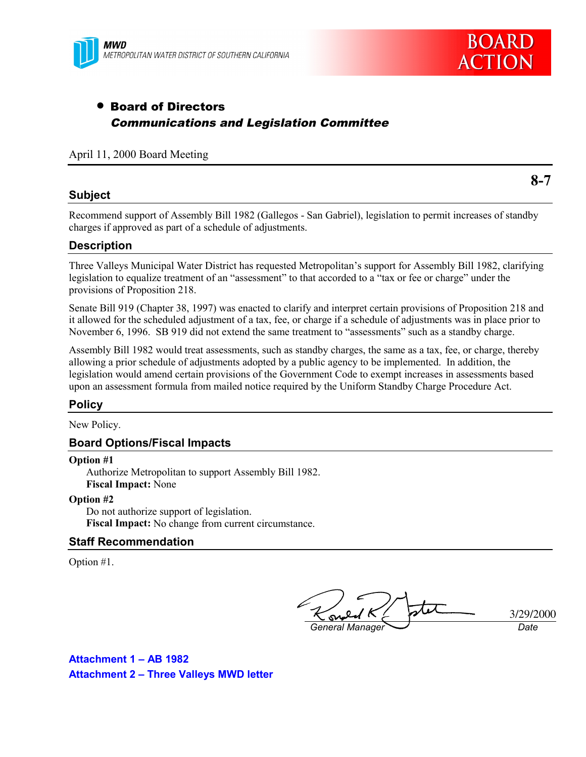MWD
METROPOLITAN WATER DISTRICT OF SOUTHERN CALIFORNIA

# BOARD ACTION

- **Board of Directors**
  ***Communications and Legislation Committee***

April 11, 2000 Board Meeting

**8-7**

## Subject

Recommend support of Assembly Bill 1982 (Gallegos - San Gabriel), legislation to permit increases of standby charges if approved as part of a schedule of adjustments.

## Description

Three Valleys Municipal Water District has requested Metropolitan's support for Assembly Bill 1982, clarifying legislation to equalize treatment of an "assessment" to that accorded to a "tax or fee or charge" under the provisions of Proposition 218.

Senate Bill 919 (Chapter 38, 1997) was enacted to clarify and interpret certain provisions of Proposition 218 and it allowed for the scheduled adjustment of a tax, fee, or charge if a schedule of adjustments was in place prior to November 6, 1996. SB 919 did not extend the same treatment to "assessments" such as a standby charge.

Assembly Bill 1982 would treat assessments, such as standby charges, the same as a tax, fee, or charge, thereby allowing a prior schedule of adjustments adopted by a public agency to be implemented. In addition, the legislation would amend certain provisions of the Government Code to exempt increases in assessments based upon an assessment formula from mailed notice required by the Uniform Standby Charge Procedure Act.

## Policy

New Policy.

## Board Options/Fiscal Impacts

**Option #1**
Authorize Metropolitan to support Assembly Bill 1982.
**Fiscal Impact:** None

**Option #2**
Do not authorize support of legislation.
**Fiscal Impact:** No change from current circumstance.

## Staff Recommendation

Option #1.

Ronald R. Gastelum
*General Manager*

3/29/2000
*Date*

**Attachment 1 – AB 1982**
**Attachment 2 – Three Valleys MWD letter**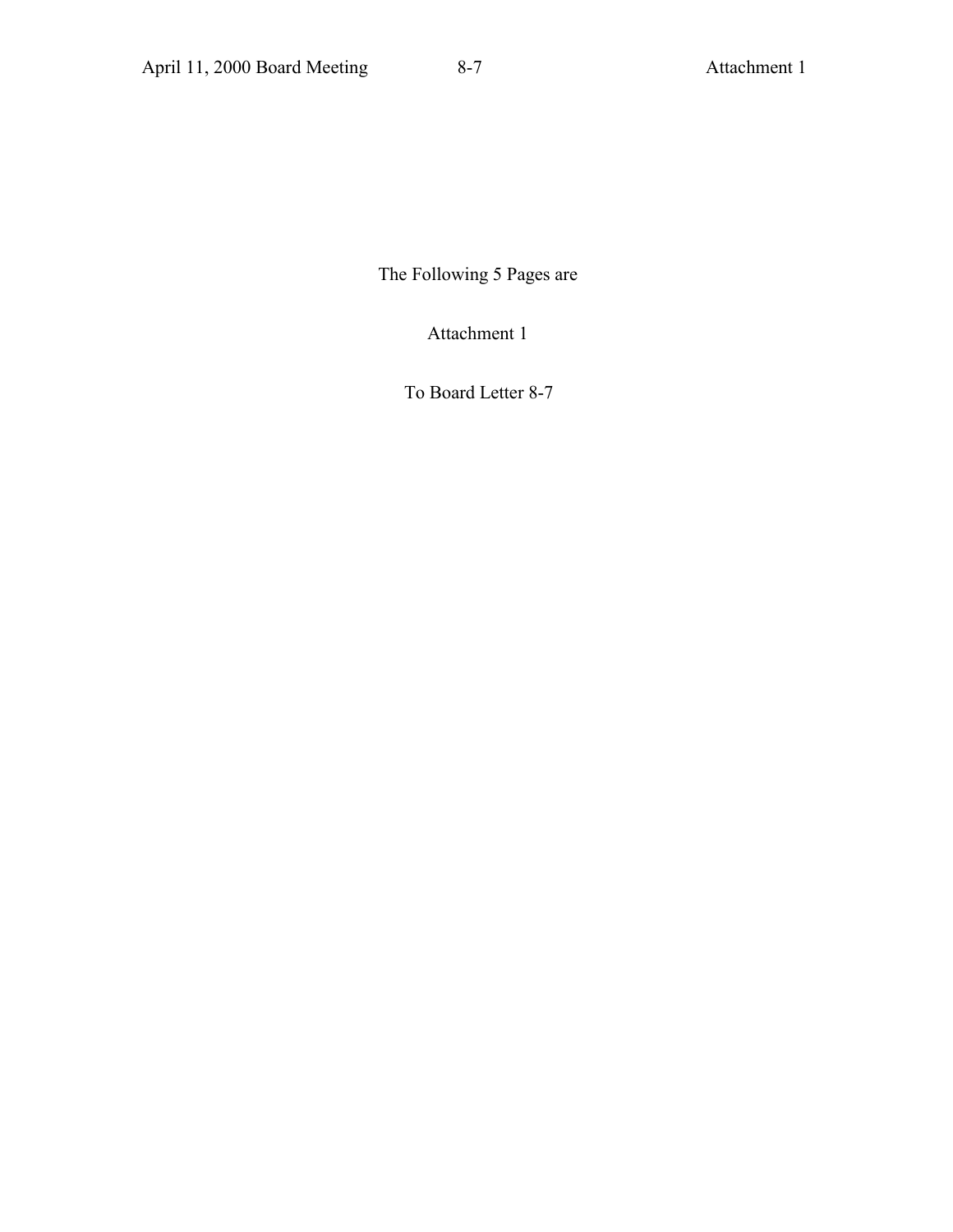The Following 5 Pages are

Attachment 1

To Board Letter 8-7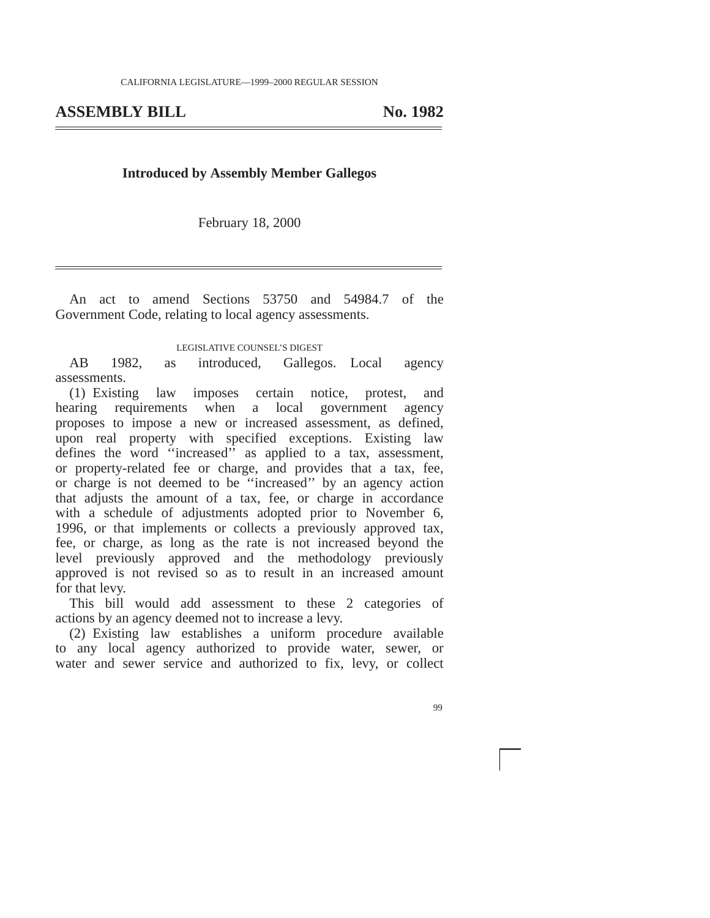CALIFORNIA LEGISLATURE—1999–2000 REGULAR SESSION

# ASSEMBLY BILL No. 1982

**Introduced by Assembly Member Gallegos**

February 18, 2000

An act to amend Sections 53750 and 54984.7 of the Government Code, relating to local agency assessments.

LEGISLATIVE COUNSEL'S DIGEST

AB 1982, as introduced, Gallegos. Local agency assessments.

(1) Existing law imposes certain notice, protest, and hearing requirements when a local government agency proposes to impose a new or increased assessment, as defined, upon real property with specified exceptions. Existing law defines the word ''increased'' as applied to a tax, assessment, or property-related fee or charge, and provides that a tax, fee, or charge is not deemed to be ''increased'' by an agency action that adjusts the amount of a tax, fee, or charge in accordance with a schedule of adjustments adopted prior to November 6, 1996, or that implements or collects a previously approved tax, fee, or charge, as long as the rate is not increased beyond the level previously approved and the methodology previously approved is not revised so as to result in an increased amount for that levy.

This bill would add assessment to these 2 categories of actions by an agency deemed not to increase a levy.

(2) Existing law establishes a uniform procedure available to any local agency authorized to provide water, sewer, or water and sewer service and authorized to fix, levy, or collect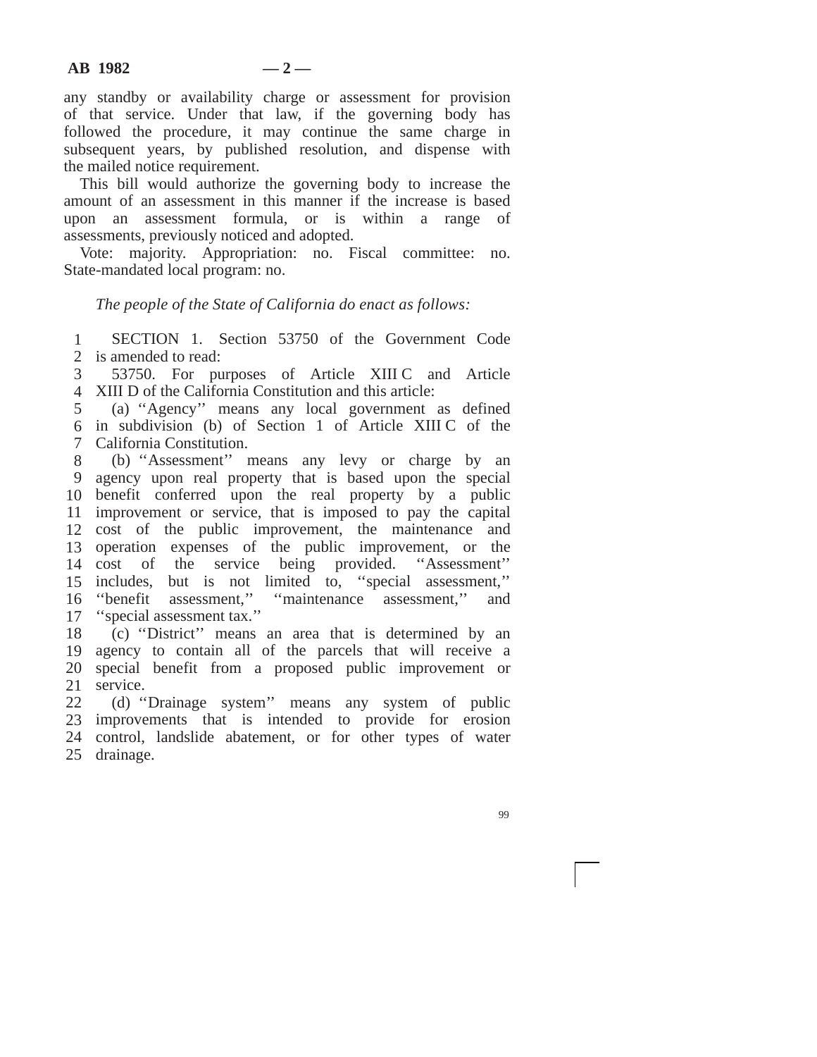any standby or availability charge or assessment for provision of that service. Under that law, if the governing body has followed the procedure, it may continue the same charge in subsequent years, by published resolution, and dispense with the mailed notice requirement.

This bill would authorize the governing body to increase the amount of an assessment in this manner if the increase is based upon an assessment formula, or is within a range of assessments, previously noticed and adopted.

Vote: majority. Appropriation: no. Fiscal committee: no. State-mandated local program: no.

*The people of the State of California do enact as follows:*

SECTION 1. Section 53750 of the Government Code is amended to read:

53750. For purposes of Article XIII C and Article XIII D of the California Constitution and this article:

(a) ''Agency'' means any local government as defined in subdivision (b) of Section 1 of Article XIII C of the California Constitution.

(b) ''Assessment'' means any levy or charge by an agency upon real property that is based upon the special benefit conferred upon the real property by a public improvement or service, that is imposed to pay the capital cost of the public improvement, the maintenance and operation expenses of the public improvement, or the cost of the service being provided. ''Assessment'' includes, but is not limited to, ''special assessment,'' ''benefit assessment,'' ''maintenance assessment,'' and ''special assessment tax.''

(c) ''District'' means an area that is determined by an agency to contain all of the parcels that will receive a special benefit from a proposed public improvement or service.

(d) ''Drainage system'' means any system of public improvements that is intended to provide for erosion control, landslide abatement, or for other types of water drainage.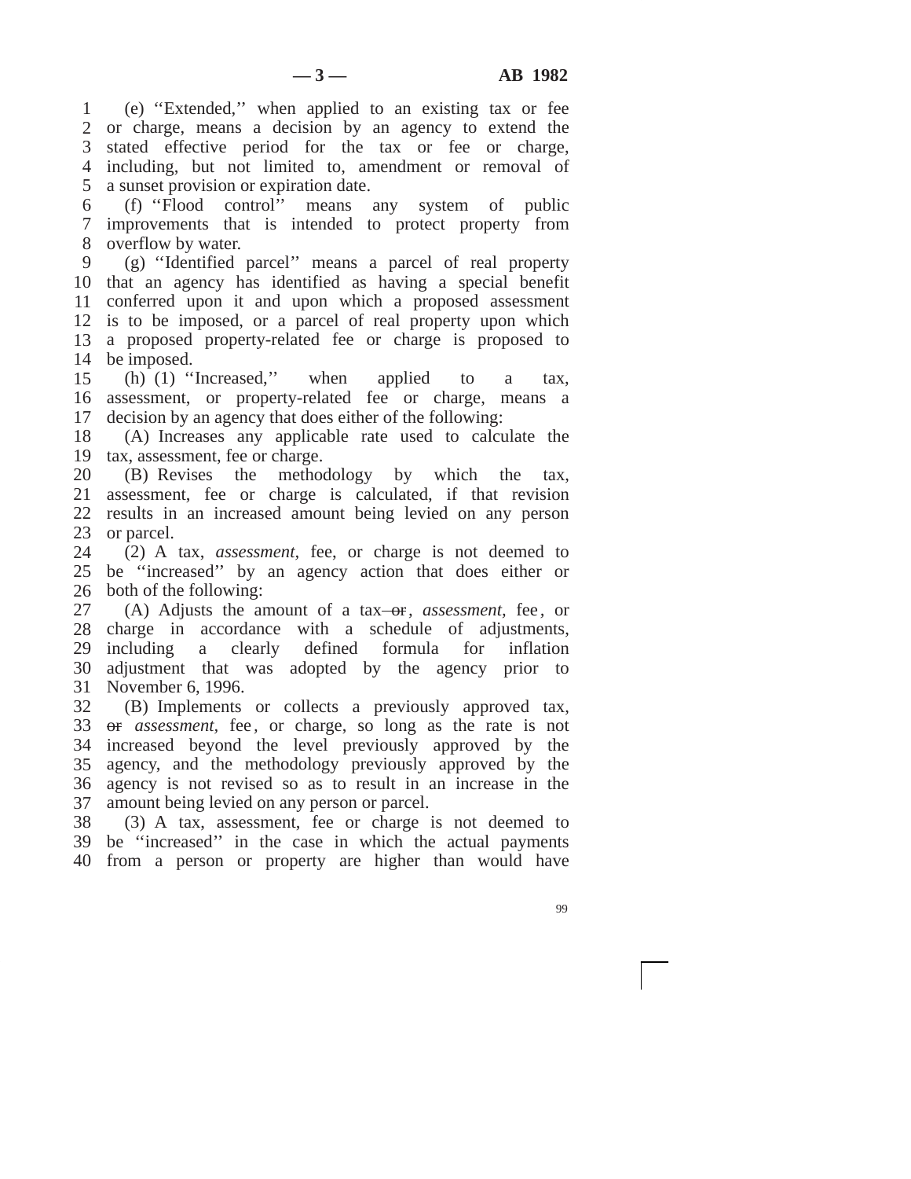(e) ''Extended,'' when applied to an existing tax or fee or charge, means a decision by an agency to extend the stated effective period for the tax or fee or charge, including, but not limited to, amendment or removal of a sunset provision or expiration date.

(f) ''Flood control'' means any system of public improvements that is intended to protect property from overflow by water.

(g) ''Identified parcel'' means a parcel of real property that an agency has identified as having a special benefit conferred upon it and upon which a proposed assessment is to be imposed, or a parcel of real property upon which a proposed property-related fee or charge is proposed to be imposed.

(h) (1) ''Increased,'' when applied to a tax, assessment, or property-related fee or charge, means a decision by an agency that does either of the following:

(A) Increases any applicable rate used to calculate the tax, assessment, fee or charge.

(B) Revises the methodology by which the tax, assessment, fee or charge is calculated, if that revision results in an increased amount being levied on any person or parcel.

(2) A tax, *assessment,* fee, or charge is not deemed to be ''increased'' by an agency action that does either or both of the following:

(A) Adjusts the amount of a tax ~~or~~, *assessment,* fee, or charge in accordance with a schedule of adjustments, including a clearly defined formula for inflation adjustment that was adopted by the agency prior to November 6, 1996.

(B) Implements or collects a previously approved tax, ~~or~~ *assessment,* fee, or charge, so long as the rate is not increased beyond the level previously approved by the agency, and the methodology previously approved by the agency is not revised so as to result in an increase in the amount being levied on any person or parcel.

(3) A tax, assessment, fee or charge is not deemed to be ''increased'' in the case in which the actual payments from a person or property are higher than would have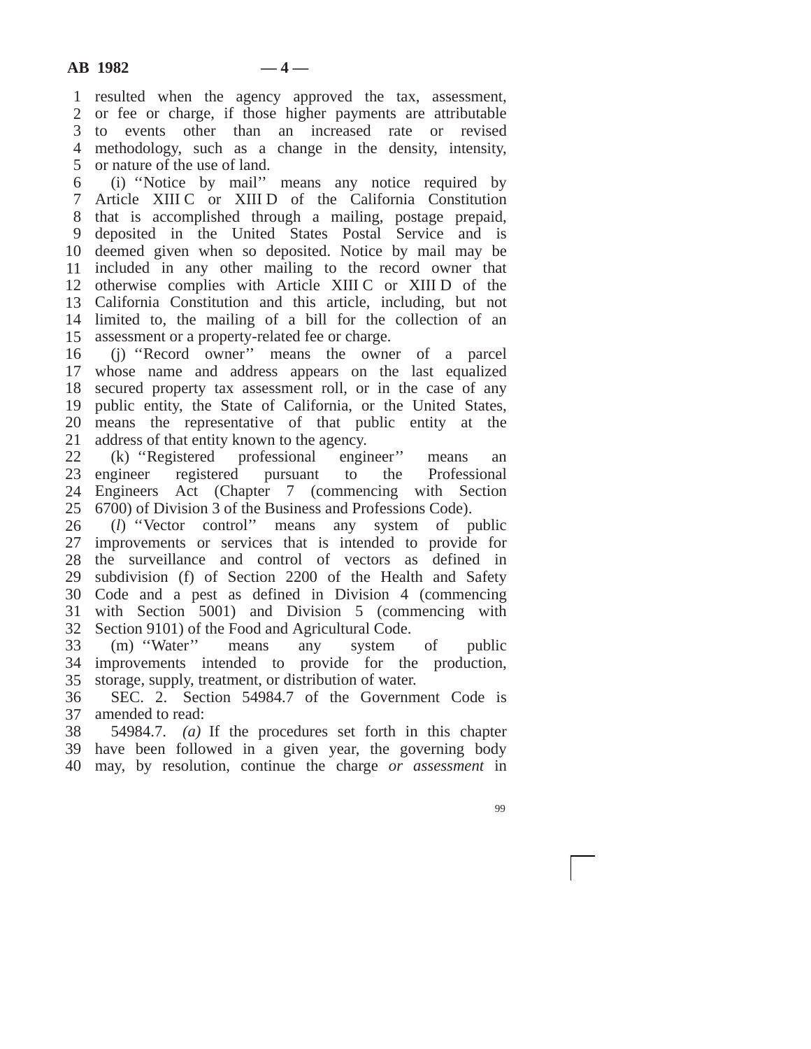resulted when the agency approved the tax, assessment, or fee or charge, if those higher payments are attributable to events other than an increased rate or revised methodology, such as a change in the density, intensity, or nature of the use of land.

(i) ''Notice by mail'' means any notice required by Article XIII C or XIII D of the California Constitution that is accomplished through a mailing, postage prepaid, deposited in the United States Postal Service and is deemed given when so deposited. Notice by mail may be included in any other mailing to the record owner that otherwise complies with Article XIII C or XIII D of the California Constitution and this article, including, but not limited to, the mailing of a bill for the collection of an assessment or a property-related fee or charge.

(j) ''Record owner'' means the owner of a parcel whose name and address appears on the last equalized secured property tax assessment roll, or in the case of any public entity, the State of California, or the United States, means the representative of that public entity at the address of that entity known to the agency.

(k) ''Registered professional engineer'' means an engineer registered pursuant to the Professional Engineers Act (Chapter 7 (commencing with Section 6700) of Division 3 of the Business and Professions Code).

(*l*) ''Vector control'' means any system of public improvements or services that is intended to provide for the surveillance and control of vectors as defined in subdivision (f) of Section 2200 of the Health and Safety Code and a pest as defined in Division 4 (commencing with Section 5001) and Division 5 (commencing with Section 9101) of the Food and Agricultural Code.

(m) ''Water'' means any system of public improvements intended to provide for the production, storage, supply, treatment, or distribution of water.

SEC. 2. Section 54984.7 of the Government Code is amended to read:

54984.7. *(a)* If the procedures set forth in this chapter have been followed in a given year, the governing body may, by resolution, continue the charge *or assessment* in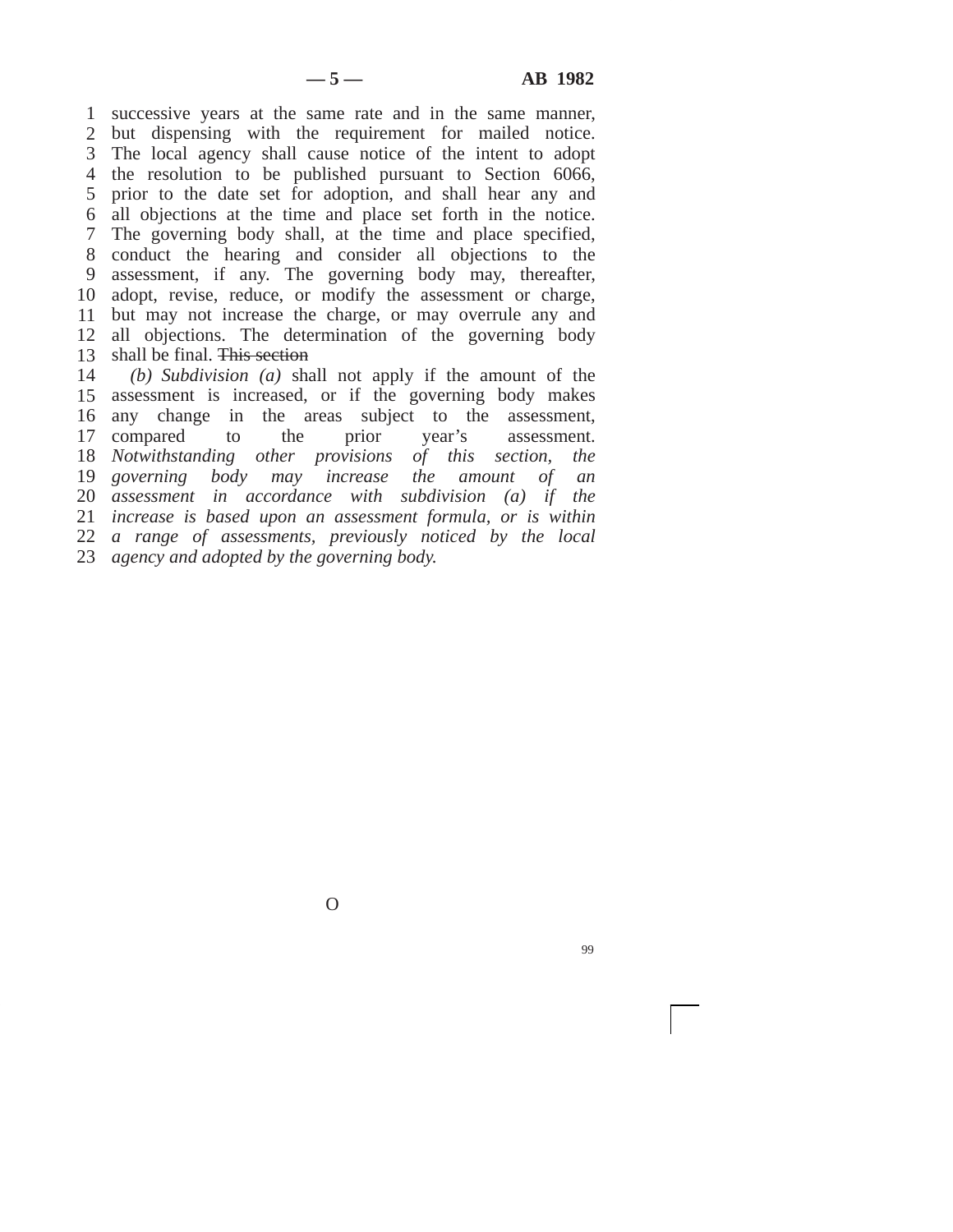successive years at the same rate and in the same manner, but dispensing with the requirement for mailed notice. The local agency shall cause notice of the intent to adopt the resolution to be published pursuant to Section 6066, prior to the date set for adoption, and shall hear any and all objections at the time and place set forth in the notice. The governing body shall, at the time and place specified, conduct the hearing and consider all objections to the assessment, if any. The governing body may, thereafter, adopt, revise, reduce, or modify the assessment or charge, but may not increase the charge, or may overrule any and all objections. The determination of the governing body shall be final. ~~This section~~

*(b) Subdivision (a)* shall not apply if the amount of the assessment is increased, or if the governing body makes any change in the areas subject to the assessment, compared to the prior year's assessment. *Notwithstanding other provisions of this section, the governing body may increase the amount of an assessment in accordance with subdivision (a) if the increase is based upon an assessment formula, or is within a range of assessments, previously noticed by the local agency and adopted by the governing body.*

O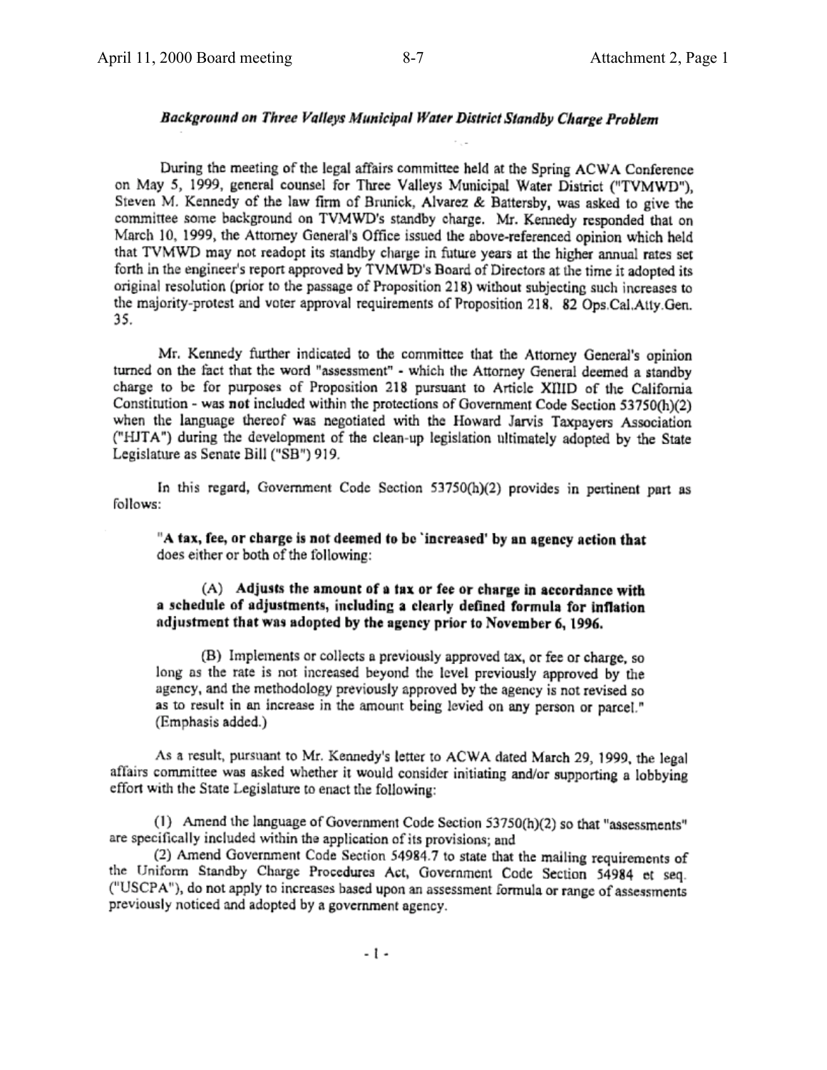***Background on Three Valleys Municipal Water District Standby Charge Problem***

During the meeting of the legal affairs committee held at the Spring ACWA Conference on May 5, 1999, general counsel for Three Valleys Municipal Water District ("TVMWD"), Steven M. Kennedy of the law firm of Brunick, Alvarez & Battersby, was asked to give the committee some background on TVMWD's standby charge. Mr. Kennedy responded that on March 10, 1999, the Attorney General's Office issued the above-referenced opinion which held that TVMWD may not readopt its standby charge in future years at the higher annual rates set forth in the engineer's report approved by TVMWD's Board of Directors at the time it adopted its original resolution (prior to the passage of Proposition 218) without subjecting such increases to the majority-protest and voter approval requirements of Proposition 218. 82 Ops.Cal.Atty.Gen. 35.

Mr. Kennedy further indicated to the committee that the Attorney General's opinion turned on the fact that the word "assessment" - which the Attorney General deemed a standby charge to be for purposes of Proposition 218 pursuant to Article XIIID of the California Constitution - was **not** included within the protections of Government Code Section 53750(h)(2) when the language thereof was negotiated with the Howard Jarvis Taxpayers Association ("HJTA") during the development of the clean-up legislation ultimately adopted by the State Legislature as Senate Bill ("SB") 919.

In this regard, Government Code Section 53750(h)(2) provides in pertinent part as follows:

> "**A tax, fee, or charge is not deemed to be 'increased' by an agency action that** does either or both of the following:
>
> (A) **Adjusts the amount of a tax or fee or charge in accordance with a schedule of adjustments, including a clearly defined formula for inflation adjustment that was adopted by the agency prior to November 6, 1996.**
>
> (B) Implements or collects a previously approved tax, or fee or charge, so long as the rate is not increased beyond the level previously approved by the agency, and the methodology previously approved by the agency is not revised so as to result in an increase in the amount being levied on any person or parcel." (Emphasis added.)

As a result, pursuant to Mr. Kennedy's letter to ACWA dated March 29, 1999, the legal affairs committee was asked whether it would consider initiating and/or supporting a lobbying effort with the State Legislature to enact the following:

(1) Amend the language of Government Code Section 53750(h)(2) so that "assessments" are specifically included within the application of its provisions; and

(2) Amend Government Code Section 54984.7 to state that the mailing requirements of the Uniform Standby Charge Procedures Act, Government Code Section 54984 et seq. ("USCPA"), do not apply to increases based upon an assessment formula or range of assessments previously noticed and adopted by a government agency.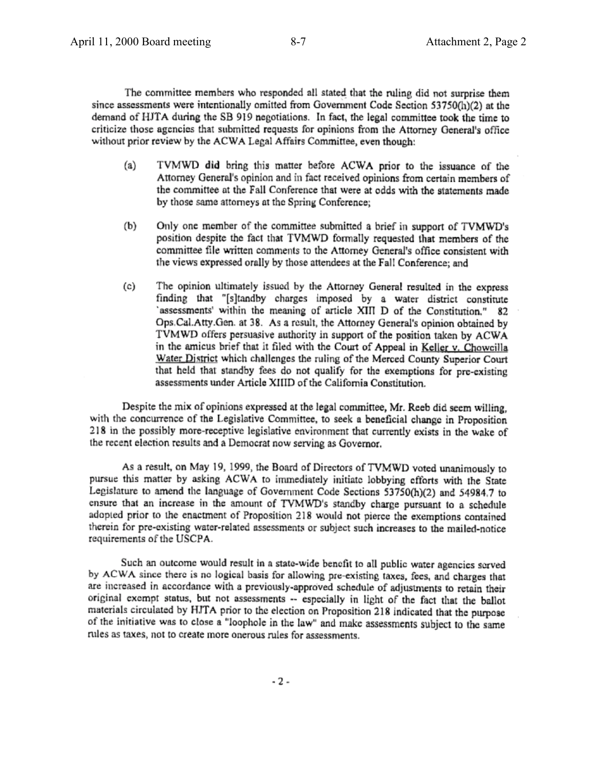The committee members who responded all stated that the ruling did not surprise them since assessments were intentionally omitted from Government Code Section 53750(h)(2) at the demand of HJTA during the SB 919 negotiations. In fact, the legal committee took the time to criticize those agencies that submitted requests for opinions from the Attorney General's office without prior review by the ACWA Legal Affairs Committee, even though:

(a) TVMWD **did** bring this matter before ACWA prior to the issuance of the Attorney General's opinion and in fact received opinions from certain members of the committee at the Fall Conference that were at odds with the statements made by those same attorneys at the Spring Conference;

(b) Only one member of the committee submitted a brief in support of TVMWD's position despite the fact that TVMWD formally requested that members of the committee file written comments to the Attorney General's office consistent with the views expressed orally by those attendees at the Fall Conference; and

(c) The opinion ultimately issued by the Attorney General resulted in the express finding that "[s]tandby charges imposed by a water district constitute 'assessments' within the meaning of article XIII D of the Constitution." 82 Ops.Cal.Atty.Gen. at 38. As a result, the Attorney General's opinion obtained by TVMWD offers persuasive authority in support of the position taken by ACWA in the amicus brief that it filed with the Court of Appeal in Keller v. Chowcilla Water District which challenges the ruling of the Merced County Superior Court that held that standby fees do not qualify for the exemptions for pre-existing assessments under Article XIIID of the California Constitution.

Despite the mix of opinions expressed at the legal committee, Mr. Reeb did seem willing, with the concurrence of the Legislative Committee, to seek a beneficial change in Proposition 218 in the possibly more-receptive legislative environment that currently exists in the wake of the recent election results and a Democrat now serving as Governor.

As a result, on May 19, 1999, the Board of Directors of TVMWD voted unanimously to pursue this matter by asking ACWA to immediately initiate lobbying efforts with the State Legislature to amend the language of Government Code Sections 53750(h)(2) and 54984.7 to ensure that an increase in the amount of TVMWD's standby charge pursuant to a schedule adopted prior to the enactment of Proposition 218 would not pierce the exemptions contained therein for pre-existing water-related assessments or subject such increases to the mailed-notice requirements of the USCPA.

Such an outcome would result in a state-wide benefit to all public water agencies served by ACWA since there is no logical basis for allowing pre-existing taxes, fees, and charges that are increased in accordance with a previously-approved schedule of adjustments to retain their original exempt status, but not assessments -- especially in light of the fact that the ballot materials circulated by HJTA prior to the election on Proposition 218 indicated that the purpose of the initiative was to close a "loophole in the law" and make assessments subject to the same rules as taxes, not to create more onerous rules for assessments.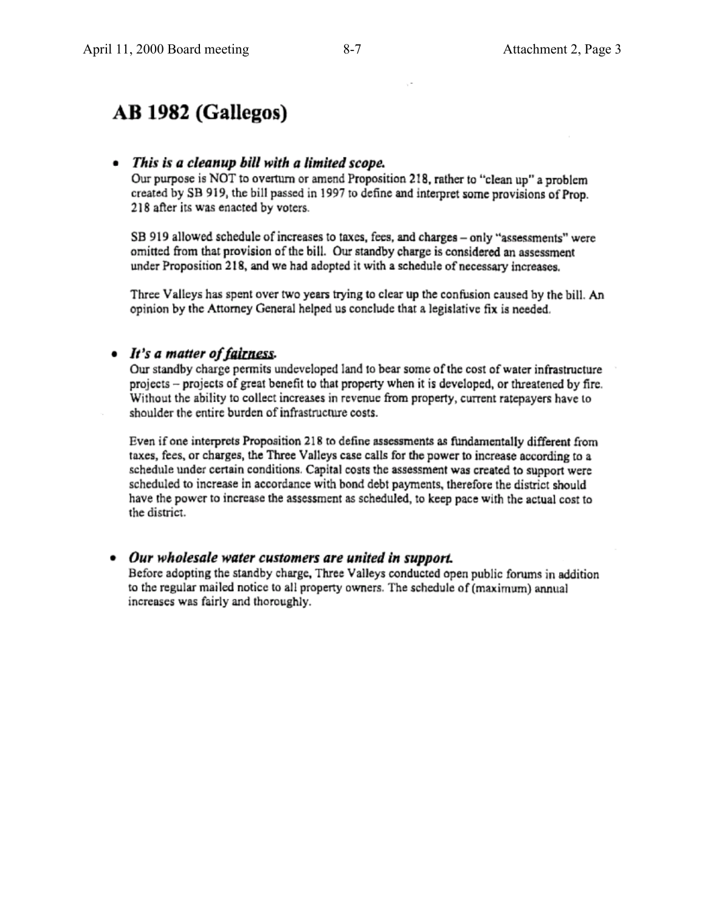# AB 1982 (Gallegos)

- ***This is a cleanup bill with a limited scope.***
  Our purpose is NOT to overturn or amend Proposition 218, rather to "clean up" a problem created by SB 919, the bill passed in 1997 to define and interpret some provisions of Prop. 218 after its was enacted by voters.

  SB 919 allowed schedule of increases to taxes, fees, and charges – only "assessments" were omitted from that provision of the bill. Our standby charge is considered an assessment under Proposition 218, and we had adopted it with a schedule of necessary increases.

  Three Valleys has spent over two years trying to clear up the confusion caused by the bill. An opinion by the Attorney General helped us conclude that a legislative fix is needed.

- ***It's a matter of fairness.***
  Our standby charge permits undeveloped land to bear some of the cost of water infrastructure projects – projects of great benefit to that property when it is developed, or threatened by fire. Without the ability to collect increases in revenue from property, current ratepayers have to shoulder the entire burden of infrastructure costs.

  Even if one interprets Proposition 218 to define assessments as fundamentally different from taxes, fees, or charges, the Three Valleys case calls for the power to increase according to a schedule under certain conditions. Capital costs the assessment was created to support were scheduled to increase in accordance with bond debt payments, therefore the district should have the power to increase the assessment as scheduled, to keep pace with the actual cost to the district.

- ***Our wholesale water customers are united in support.***
  Before adopting the standby charge, Three Valleys conducted open public forums in addition to the regular mailed notice to all property owners. The schedule of (maximum) annual increases was fairly and thoroughly.